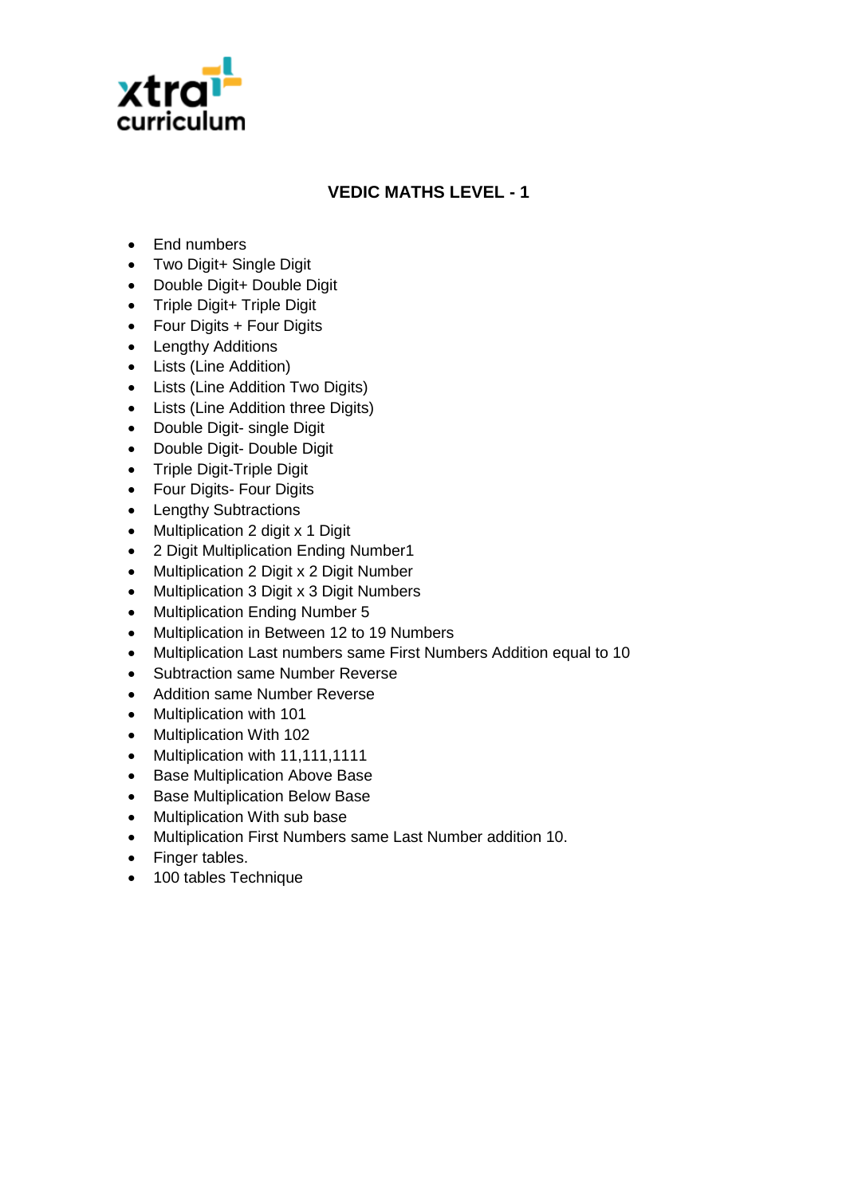xtra curriculum

# VEDIC MATHS LEVEL - 1

- End numbers
- Two Digit+ Single Digit
- Double Digit+ Double Digit
- Triple Digit+ Triple Digit
- Four Digits + Four Digits
- Lengthy Additions
- Lists (Line Addition)
- Lists (Line Addition Two Digits)
- Lists (Line Addition three Digits)
- Double Digit- single Digit
- Double Digit- Double Digit
- Triple Digit-Triple Digit
- Four Digits- Four Digits
- Lengthy Subtractions
- Multiplication 2 digit x 1 Digit
- 2 Digit Multiplication Ending Number1
- Multiplication 2 Digit x 2 Digit Number
- Multiplication 3 Digit x 3 Digit Numbers
- Multiplication Ending Number 5
- Multiplication in Between 12 to 19 Numbers
- Multiplication Last numbers same First Numbers Addition equal to 10
- Subtraction same Number Reverse
- Addition same Number Reverse
- Multiplication with 101
- Multiplication With 102
- Multiplication with 11,111,1111
- Base Multiplication Above Base
- Base Multiplication Below Base
- Multiplication With sub base
- Multiplication First Numbers same Last Number addition 10.
- Finger tables.
- 100 tables Technique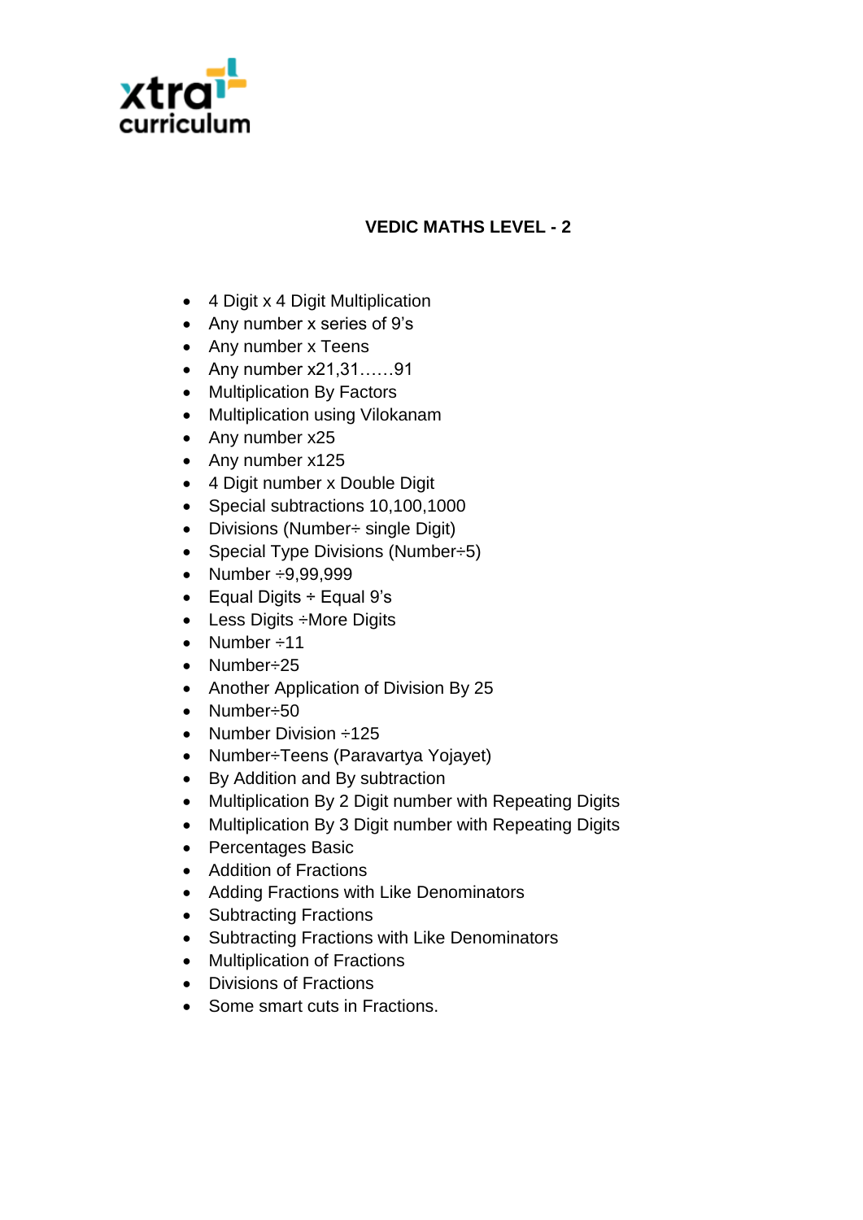xtra curriculum

## VEDIC MATHS LEVEL - 2

- 4 Digit x 4 Digit Multiplication
- Any number x series of 9’s
- Any number x Teens
- Any number x21,31……91
- Multiplication By Factors
- Multiplication using Vilokanam
- Any number x25
- Any number x125
- 4 Digit number x Double Digit
- Special subtractions 10,100,1000
- Divisions (Number÷ single Digit)
- Special Type Divisions (Number÷5)
- Number ÷9,99,999
- Equal Digits ÷ Equal 9’s
- Less Digits ÷More Digits
- Number ÷11
- Number÷25
- Another Application of Division By 25
- Number÷50
- Number Division ÷125
- Number÷Teens (Paravartya Yojayet)
- By Addition and By subtraction
- Multiplication By 2 Digit number with Repeating Digits
- Multiplication By 3 Digit number with Repeating Digits
- Percentages Basic
- Addition of Fractions
- Adding Fractions with Like Denominators
- Subtracting Fractions
- Subtracting Fractions with Like Denominators
- Multiplication of Fractions
- Divisions of Fractions
- Some smart cuts in Fractions.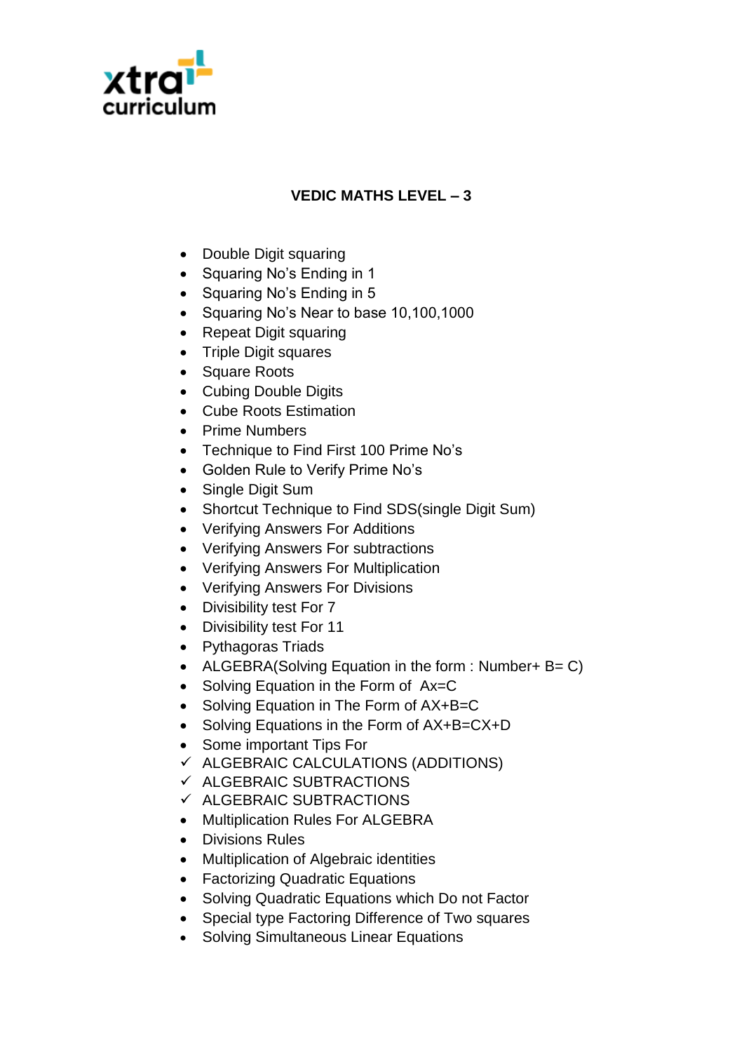**VEDIC MATHS LEVEL – 3**

- Double Digit squaring
- Squaring No's Ending in 1
- Squaring No's Ending in 5
- Squaring No's Near to base 10,100,1000
- Repeat Digit squaring
- Triple Digit squares
- Square Roots
- Cubing Double Digits
- Cube Roots Estimation
- Prime Numbers
- Technique to Find First 100 Prime No's
- Golden Rule to Verify Prime No's
- Single Digit Sum
- Shortcut Technique to Find SDS(single Digit Sum)
- Verifying Answers For Additions
- Verifying Answers For subtractions
- Verifying Answers For Multiplication
- Verifying Answers For Divisions
- Divisibility test For 7
- Divisibility test For 11
- Pythagoras Triads
- ALGEBRA(Solving Equation in the form : Number+ B= C)
- Solving Equation in the Form of Ax=C
- Solving Equation in The Form of AX+B=C
- Solving Equations in the Form of AX+B=CX+D
- Some important Tips For
  - ✓ ALGEBRAIC CALCULATIONS (ADDITIONS)
  - ✓ ALGEBRAIC SUBTRACTIONS
  - ✓ ALGEBRAIC SUBTRACTIONS
- Multiplication Rules For ALGEBRA
- Divisions Rules
- Multiplication of Algebraic identities
- Factorizing Quadratic Equations
- Solving Quadratic Equations which Do not Factor
- Special type Factoring Difference of Two squares
- Solving Simultaneous Linear Equations